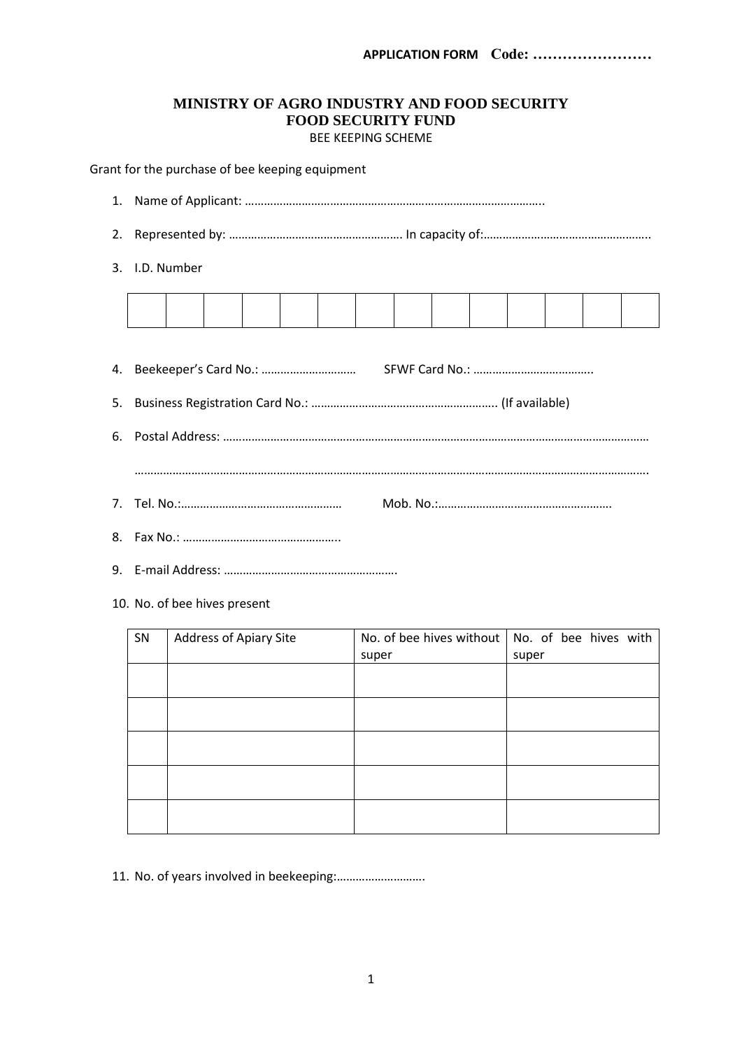**APPLICATION FORM** **Code: ……………………**

# MINISTRY OF AGRO INDUSTRY AND FOOD SECURITY
## FOOD SECURITY FUND
BEE KEEPING SCHEME

Grant for the purchase of bee keeping equipment

1. Name of Applicant: …………………………………………………………………………………..
2. Represented by: ………………………………………………. In capacity of:……………………………………………..
3. I.D. Number

| | | | | | | | | | | | | | |
|---|---|---|---|---|---|---|---|---|---|---|---|---|---|
| | | | | | | | | | | | | | |

4. Beekeeper's Card No.: ………………………… SFWF Card No.: ………………………………..
5. Business Registration Card No.: ………………………………………………….. (If available)
6. Postal Address: …………………………………………………………………………………………………………………………

   ……………………………………………………………………………………………………………………………………………….
7. Tel. No.:…………………………………………… Mob. No.:……………………………………………….
8. Fax No.: …………………………………………..
9. E-mail Address: ……………………………………………….
10. No. of bee hives present

| SN | Address of Apiary Site | No. of bee hives without super | No. of bee hives with super |
|---|---|---|---|
| | | | |
| | | | |
| | | | |
| | | | |
| | | | |

11. No. of years involved in beekeeping:……………………….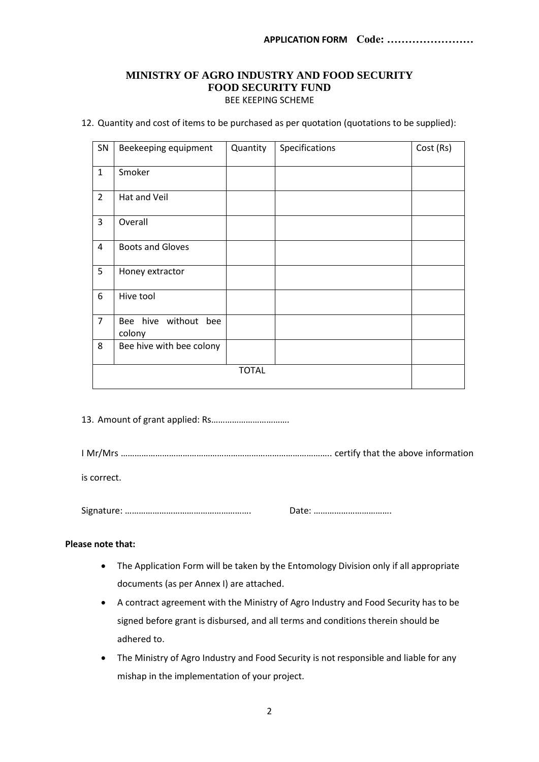**APPLICATION FORM Code: ……………………**

# MINISTRY OF AGRO INDUSTRY AND FOOD SECURITY
## FOOD SECURITY FUND
BEE KEEPING SCHEME

12. Quantity and cost of items to be purchased as per quotation (quotations to be supplied):

| SN | Beekeeping equipment | Quantity | Specifications | Cost (Rs) |
|---|---|---|---|---|
| 1 | Smoker | | | |
| 2 | Hat and Veil | | | |
| 3 | Overall | | | |
| 4 | Boots and Gloves | | | |
| 5 | Honey extractor | | | |
| 6 | Hive tool | | | |
| 7 | Bee hive without bee colony | | | |
| 8 | Bee hive with bee colony | | | |
| TOTAL | | | | |

13. Amount of grant applied: Rs…………………………….

I Mr/Mrs ……………………………………………………………………………. certify that the above information is correct.

Signature: ………………………………………………. Date: …………………………….

**Please note that:**

- The Application Form will be taken by the Entomology Division only if all appropriate documents (as per Annex I) are attached.
- A contract agreement with the Ministry of Agro Industry and Food Security has to be signed before grant is disbursed, and all terms and conditions therein should be adhered to.
- The Ministry of Agro Industry and Food Security is not responsible and liable for any mishap in the implementation of your project.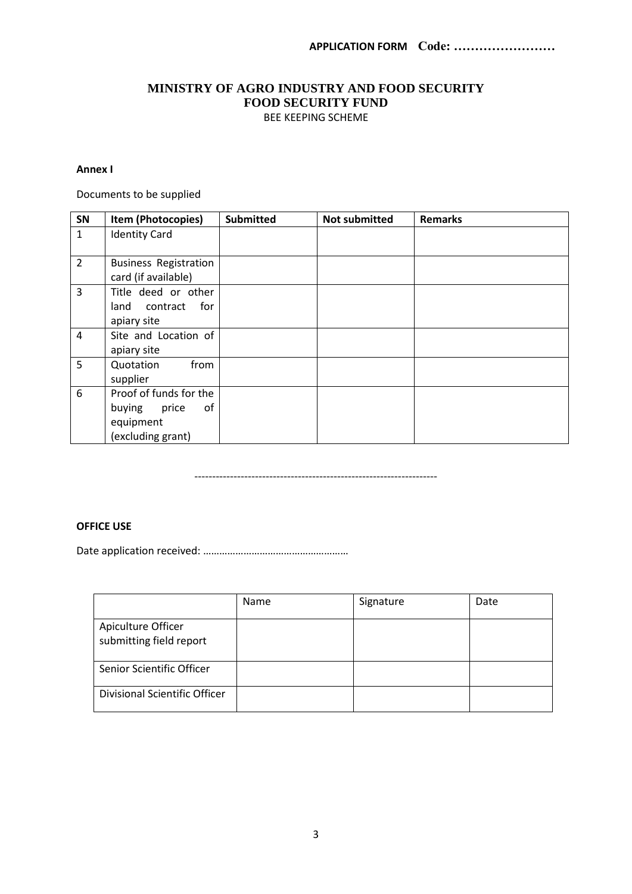**APPLICATION FORM Code: ……………………**

# MINISTRY OF AGRO INDUSTRY AND FOOD SECURITY
## FOOD SECURITY FUND
BEE KEEPING SCHEME

**Annex I**

Documents to be supplied

| SN | Item (Photocopies) | Submitted | Not submitted | Remarks |
|---|---|---|---|---|
| 1 | Identity Card | | | |
| 2 | Business Registration card (if available) | | | |
| 3 | Title deed or other land contract for apiary site | | | |
| 4 | Site and Location of apiary site | | | |
| 5 | Quotation from supplier | | | |
| 6 | Proof of funds for the buying price of equipment (excluding grant) | | | |

---

**OFFICE USE**

Date application received: ……………………………………………

| | Name | Signature | Date |
|---|---|---|---|
| Apiculture Officer submitting field report | | | |
| Senior Scientific Officer | | | |
| Divisional Scientific Officer | | | |